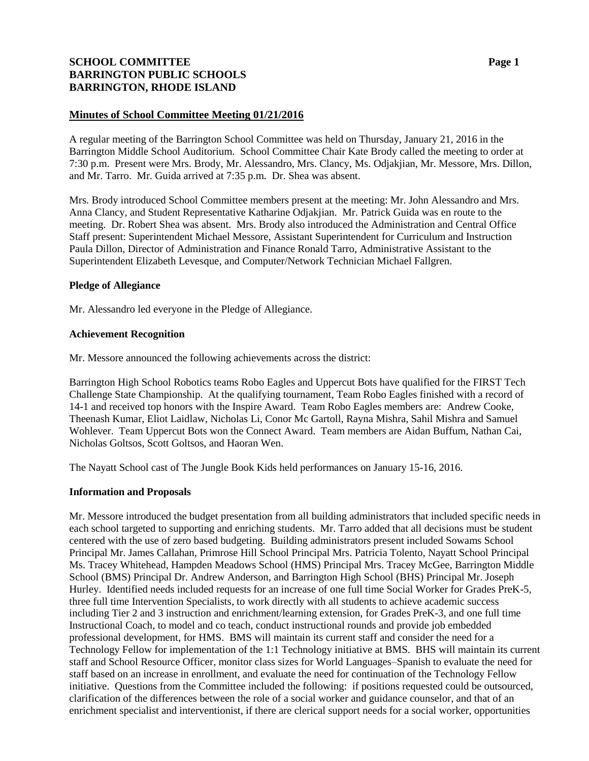**SCHOOL COMMITTEE**
**BARRINGTON PUBLIC SCHOOLS**
**BARRINGTON, RHODE ISLAND**

**Minutes of School Committee Meeting 01/21/2016**

A regular meeting of the Barrington School Committee was held on Thursday, January 21, 2016 in the Barrington Middle School Auditorium. School Committee Chair Kate Brody called the meeting to order at 7:30 p.m. Present were Mrs. Brody, Mr. Alessandro, Mrs. Clancy, Ms. Odjakjian, Mr. Messore, Mrs. Dillon, and Mr. Tarro. Mr. Guida arrived at 7:35 p.m. Dr. Shea was absent.

Mrs. Brody introduced School Committee members present at the meeting: Mr. John Alessandro and Mrs. Anna Clancy, and Student Representative Katharine Odjakjian. Mr. Patrick Guida was en route to the meeting. Dr. Robert Shea was absent. Mrs. Brody also introduced the Administration and Central Office Staff present: Superintendent Michael Messore, Assistant Superintendent for Curriculum and Instruction Paula Dillon, Director of Administration and Finance Ronald Tarro, Administrative Assistant to the Superintendent Elizabeth Levesque, and Computer/Network Technician Michael Fallgren.

**Pledge of Allegiance**

Mr. Alessandro led everyone in the Pledge of Allegiance.

**Achievement Recognition**

Mr. Messore announced the following achievements across the district:

Barrington High School Robotics teams Robo Eagles and Uppercut Bots have qualified for the FIRST Tech Challenge State Championship. At the qualifying tournament, Team Robo Eagles finished with a record of 14-1 and received top honors with the Inspire Award. Team Robo Eagles members are: Andrew Cooke, Theenash Kumar, Eliot Laidlaw, Nicholas Li, Conor Mc Gartoll, Rayna Mishra, Sahil Mishra and Samuel Wohlever. Team Uppercut Bots won the Connect Award. Team members are Aidan Buffum, Nathan Cai, Nicholas Goltsos, Scott Goltsos, and Haoran Wen.

The Nayatt School cast of The Jungle Book Kids held performances on January 15-16, 2016.

**Information and Proposals**

Mr. Messore introduced the budget presentation from all building administrators that included specific needs in each school targeted to supporting and enriching students. Mr. Tarro added that all decisions must be student centered with the use of zero based budgeting. Building administrators present included Sowams School Principal Mr. James Callahan, Primrose Hill School Principal Mrs. Patricia Tolento, Nayatt School Principal Ms. Tracey Whitehead, Hampden Meadows School (HMS) Principal Mrs. Tracey McGee, Barrington Middle School (BMS) Principal Dr. Andrew Anderson, and Barrington High School (BHS) Principal Mr. Joseph Hurley. Identified needs included requests for an increase of one full time Social Worker for Grades PreK-5, three full time Intervention Specialists, to work directly with all students to achieve academic success including Tier 2 and 3 instruction and enrichment/learning extension, for Grades PreK-3, and one full time Instructional Coach, to model and co teach, conduct instructional rounds and provide job embedded professional development, for HMS. BMS will maintain its current staff and consider the need for a Technology Fellow for implementation of the 1:1 Technology initiative at BMS. BHS will maintain its current staff and School Resource Officer, monitor class sizes for World Languages–Spanish to evaluate the need for staff based on an increase in enrollment, and evaluate the need for continuation of the Technology Fellow initiative. Questions from the Committee included the following: if positions requested could be outsourced, clarification of the differences between the role of a social worker and guidance counselor, and that of an enrichment specialist and interventionist, if there are clerical support needs for a social worker, opportunities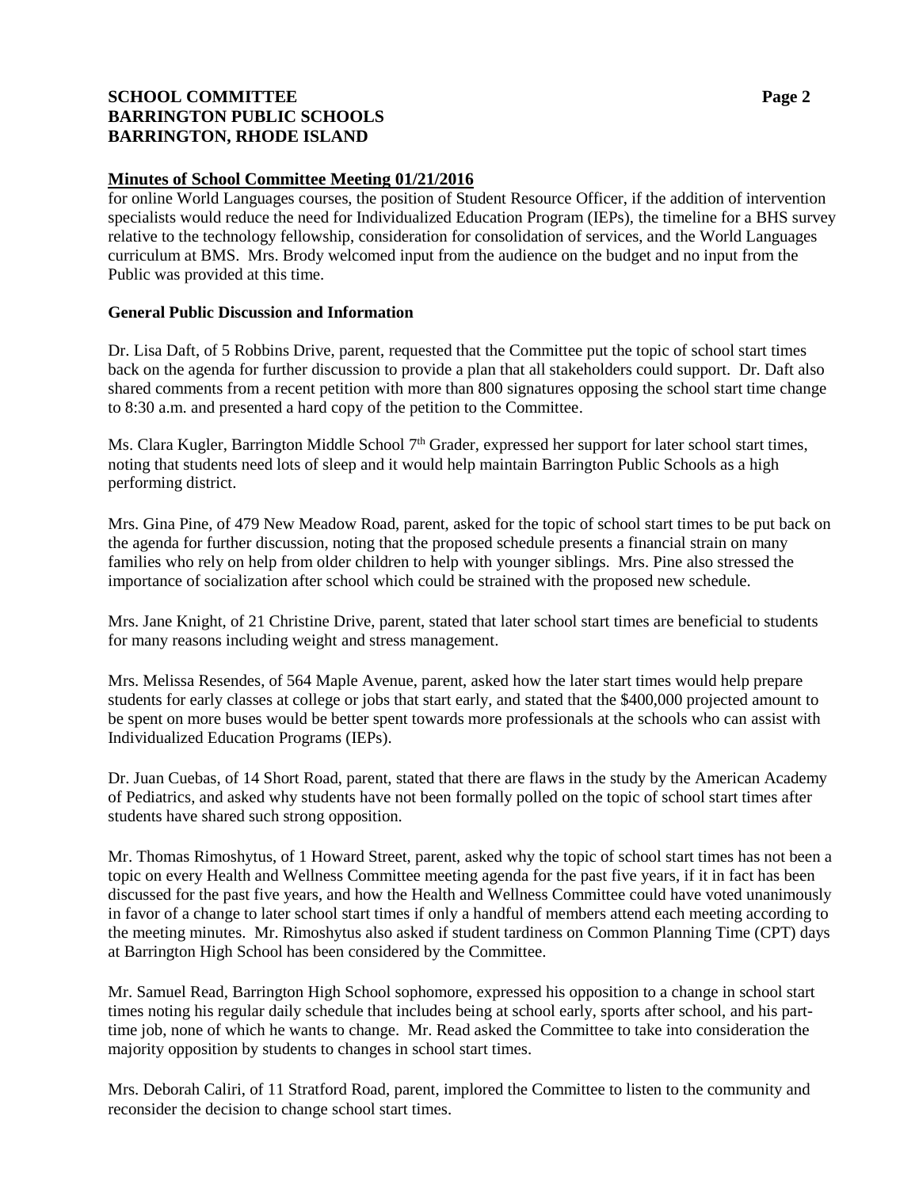## Minutes of School Committee Meeting 01/21/2016

for online World Languages courses, the position of Student Resource Officer, if the addition of intervention specialists would reduce the need for Individualized Education Program (IEPs), the timeline for a BHS survey relative to the technology fellowship, consideration for consolidation of services, and the World Languages curriculum at BMS. Mrs. Brody welcomed input from the audience on the budget and no input from the Public was provided at this time.

### General Public Discussion and Information

Dr. Lisa Daft, of 5 Robbins Drive, parent, requested that the Committee put the topic of school start times back on the agenda for further discussion to provide a plan that all stakeholders could support. Dr. Daft also shared comments from a recent petition with more than 800 signatures opposing the school start time change to 8:30 a.m. and presented a hard copy of the petition to the Committee.

Ms. Clara Kugler, Barrington Middle School 7th Grader, expressed her support for later school start times, noting that students need lots of sleep and it would help maintain Barrington Public Schools as a high performing district.

Mrs. Gina Pine, of 479 New Meadow Road, parent, asked for the topic of school start times to be put back on the agenda for further discussion, noting that the proposed schedule presents a financial strain on many families who rely on help from older children to help with younger siblings. Mrs. Pine also stressed the importance of socialization after school which could be strained with the proposed new schedule.

Mrs. Jane Knight, of 21 Christine Drive, parent, stated that later school start times are beneficial to students for many reasons including weight and stress management.

Mrs. Melissa Resendes, of 564 Maple Avenue, parent, asked how the later start times would help prepare students for early classes at college or jobs that start early, and stated that the $400,000 projected amount to be spent on more buses would be better spent towards more professionals at the schools who can assist with Individualized Education Programs (IEPs).

Dr. Juan Cuebas, of 14 Short Road, parent, stated that there are flaws in the study by the American Academy of Pediatrics, and asked why students have not been formally polled on the topic of school start times after students have shared such strong opposition.

Mr. Thomas Rimoshytus, of 1 Howard Street, parent, asked why the topic of school start times has not been a topic on every Health and Wellness Committee meeting agenda for the past five years, if it in fact has been discussed for the past five years, and how the Health and Wellness Committee could have voted unanimously in favor of a change to later school start times if only a handful of members attend each meeting according to the meeting minutes. Mr. Rimoshytus also asked if student tardiness on Common Planning Time (CPT) days at Barrington High School has been considered by the Committee.

Mr. Samuel Read, Barrington High School sophomore, expressed his opposition to a change in school start times noting his regular daily schedule that includes being at school early, sports after school, and his part-time job, none of which he wants to change. Mr. Read asked the Committee to take into consideration the majority opposition by students to changes in school start times.

Mrs. Deborah Caliri, of 11 Stratford Road, parent, implored the Committee to listen to the community and reconsider the decision to change school start times.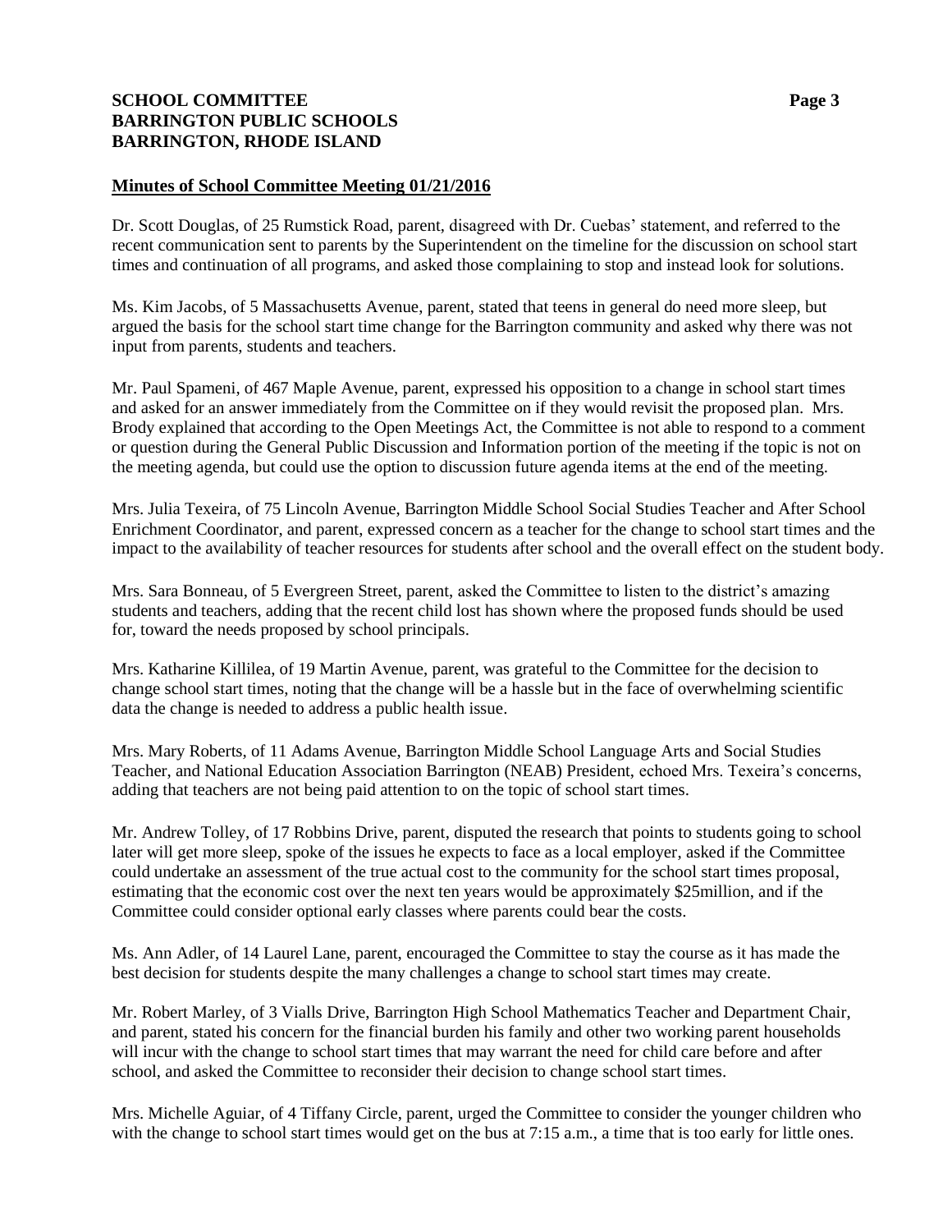## Minutes of School Committee Meeting 01/21/2016

Dr. Scott Douglas, of 25 Rumstick Road, parent, disagreed with Dr. Cuebas' statement, and referred to the recent communication sent to parents by the Superintendent on the timeline for the discussion on school start times and continuation of all programs, and asked those complaining to stop and instead look for solutions.

Ms. Kim Jacobs, of 5 Massachusetts Avenue, parent, stated that teens in general do need more sleep, but argued the basis for the school start time change for the Barrington community and asked why there was not input from parents, students and teachers.

Mr. Paul Spameni, of 467 Maple Avenue, parent, expressed his opposition to a change in school start times and asked for an answer immediately from the Committee on if they would revisit the proposed plan. Mrs. Brody explained that according to the Open Meetings Act, the Committee is not able to respond to a comment or question during the General Public Discussion and Information portion of the meeting if the topic is not on the meeting agenda, but could use the option to discussion future agenda items at the end of the meeting.

Mrs. Julia Texeira, of 75 Lincoln Avenue, Barrington Middle School Social Studies Teacher and After School Enrichment Coordinator, and parent, expressed concern as a teacher for the change to school start times and the impact to the availability of teacher resources for students after school and the overall effect on the student body.

Mrs. Sara Bonneau, of 5 Evergreen Street, parent, asked the Committee to listen to the district's amazing students and teachers, adding that the recent child lost has shown where the proposed funds should be used for, toward the needs proposed by school principals.

Mrs. Katharine Killilea, of 19 Martin Avenue, parent, was grateful to the Committee for the decision to change school start times, noting that the change will be a hassle but in the face of overwhelming scientific data the change is needed to address a public health issue.

Mrs. Mary Roberts, of 11 Adams Avenue, Barrington Middle School Language Arts and Social Studies Teacher, and National Education Association Barrington (NEAB) President, echoed Mrs. Texeira's concerns, adding that teachers are not being paid attention to on the topic of school start times.

Mr. Andrew Tolley, of 17 Robbins Drive, parent, disputed the research that points to students going to school later will get more sleep, spoke of the issues he expects to face as a local employer, asked if the Committee could undertake an assessment of the true actual cost to the community for the school start times proposal, estimating that the economic cost over the next ten years would be approximately $25million, and if the Committee could consider optional early classes where parents could bear the costs.

Ms. Ann Adler, of 14 Laurel Lane, parent, encouraged the Committee to stay the course as it has made the best decision for students despite the many challenges a change to school start times may create.

Mr. Robert Marley, of 3 Vialls Drive, Barrington High School Mathematics Teacher and Department Chair, and parent, stated his concern for the financial burden his family and other two working parent households will incur with the change to school start times that may warrant the need for child care before and after school, and asked the Committee to reconsider their decision to change school start times.

Mrs. Michelle Aguiar, of 4 Tiffany Circle, parent, urged the Committee to consider the younger children who with the change to school start times would get on the bus at 7:15 a.m., a time that is too early for little ones.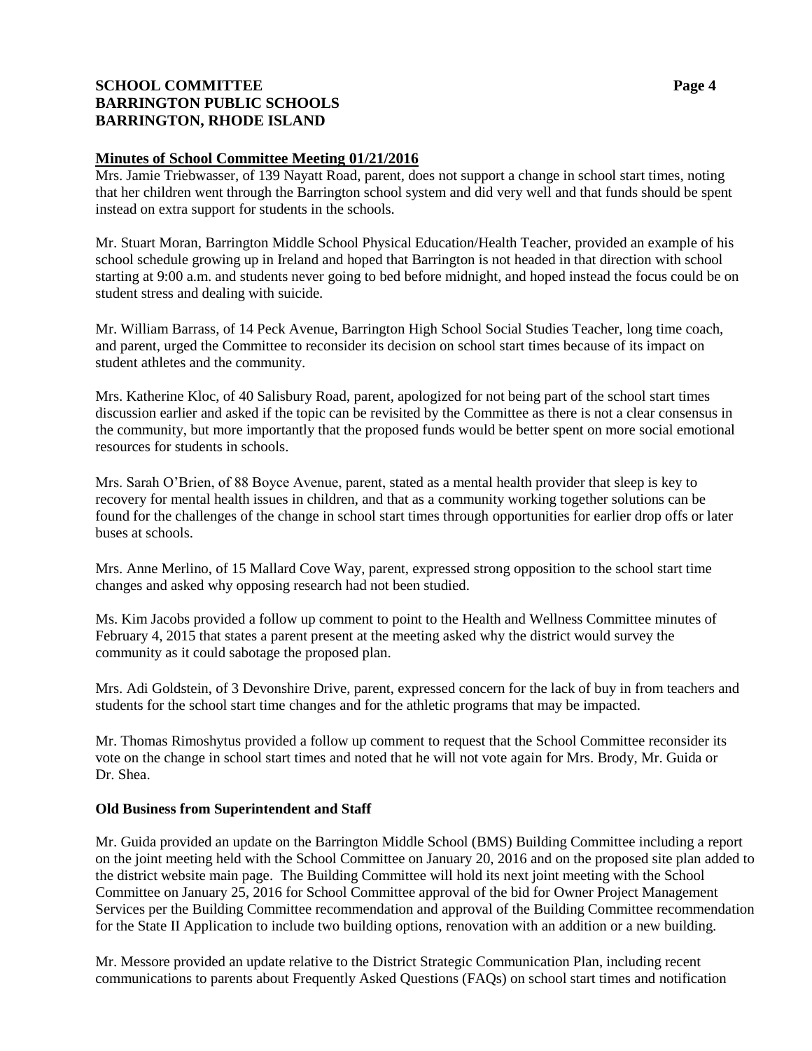**Minutes of School Committee Meeting 01/21/2016**

Mrs. Jamie Triebwasser, of 139 Nayatt Road, parent, does not support a change in school start times, noting that her children went through the Barrington school system and did very well and that funds should be spent instead on extra support for students in the schools.

Mr. Stuart Moran, Barrington Middle School Physical Education/Health Teacher, provided an example of his school schedule growing up in Ireland and hoped that Barrington is not headed in that direction with school starting at 9:00 a.m. and students never going to bed before midnight, and hoped instead the focus could be on student stress and dealing with suicide.

Mr. William Barrass, of 14 Peck Avenue, Barrington High School Social Studies Teacher, long time coach, and parent, urged the Committee to reconsider its decision on school start times because of its impact on student athletes and the community.

Mrs. Katherine Kloc, of 40 Salisbury Road, parent, apologized for not being part of the school start times discussion earlier and asked if the topic can be revisited by the Committee as there is not a clear consensus in the community, but more importantly that the proposed funds would be better spent on more social emotional resources for students in schools.

Mrs. Sarah O'Brien, of 88 Boyce Avenue, parent, stated as a mental health provider that sleep is key to recovery for mental health issues in children, and that as a community working together solutions can be found for the challenges of the change in school start times through opportunities for earlier drop offs or later buses at schools.

Mrs. Anne Merlino, of 15 Mallard Cove Way, parent, expressed strong opposition to the school start time changes and asked why opposing research had not been studied.

Ms. Kim Jacobs provided a follow up comment to point to the Health and Wellness Committee minutes of February 4, 2015 that states a parent present at the meeting asked why the district would survey the community as it could sabotage the proposed plan.

Mrs. Adi Goldstein, of 3 Devonshire Drive, parent, expressed concern for the lack of buy in from teachers and students for the school start time changes and for the athletic programs that may be impacted.

Mr. Thomas Rimoshytus provided a follow up comment to request that the School Committee reconsider its vote on the change in school start times and noted that he will not vote again for Mrs. Brody, Mr. Guida or Dr. Shea.

**Old Business from Superintendent and Staff**

Mr. Guida provided an update on the Barrington Middle School (BMS) Building Committee including a report on the joint meeting held with the School Committee on January 20, 2016 and on the proposed site plan added to the district website main page. The Building Committee will hold its next joint meeting with the School Committee on January 25, 2016 for School Committee approval of the bid for Owner Project Management Services per the Building Committee recommendation and approval of the Building Committee recommendation for the State II Application to include two building options, renovation with an addition or a new building.

Mr. Messore provided an update relative to the District Strategic Communication Plan, including recent communications to parents about Frequently Asked Questions (FAQs) on school start times and notification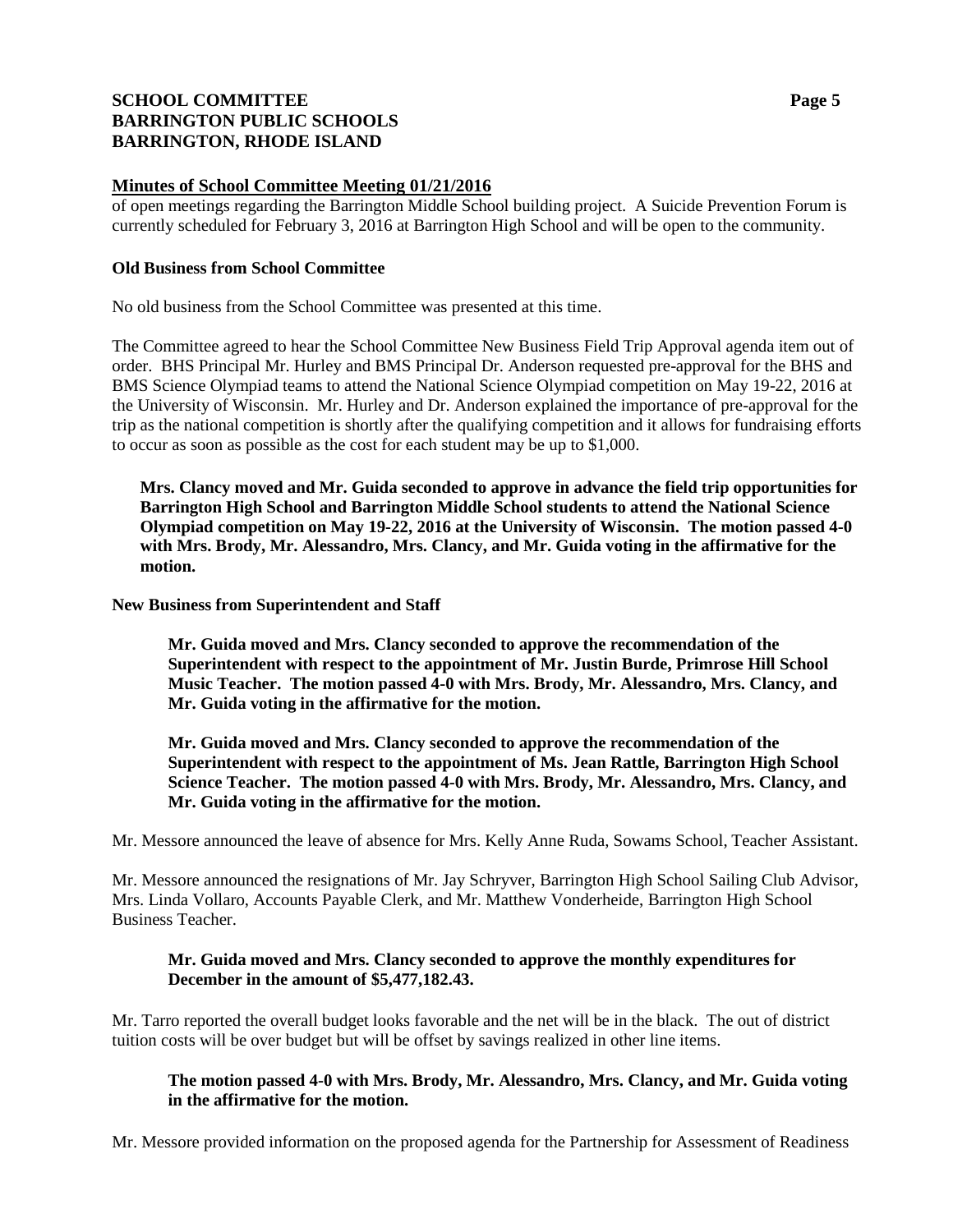## Minutes of School Committee Meeting 01/21/2016

of open meetings regarding the Barrington Middle School building project. A Suicide Prevention Forum is currently scheduled for February 3, 2016 at Barrington High School and will be open to the community.

### Old Business from School Committee

No old business from the School Committee was presented at this time.

The Committee agreed to hear the School Committee New Business Field Trip Approval agenda item out of order. BHS Principal Mr. Hurley and BMS Principal Dr. Anderson requested pre-approval for the BHS and BMS Science Olympiad teams to attend the National Science Olympiad competition on May 19-22, 2016 at the University of Wisconsin. Mr. Hurley and Dr. Anderson explained the importance of pre-approval for the trip as the national competition is shortly after the qualifying competition and it allows for fundraising efforts to occur as soon as possible as the cost for each student may be up to $1,000.

**Mrs. Clancy moved and Mr. Guida seconded to approve in advance the field trip opportunities for Barrington High School and Barrington Middle School students to attend the National Science Olympiad competition on May 19-22, 2016 at the University of Wisconsin. The motion passed 4-0 with Mrs. Brody, Mr. Alessandro, Mrs. Clancy, and Mr. Guida voting in the affirmative for the motion.**

### New Business from Superintendent and Staff

**Mr. Guida moved and Mrs. Clancy seconded to approve the recommendation of the Superintendent with respect to the appointment of Mr. Justin Burde, Primrose Hill School Music Teacher. The motion passed 4-0 with Mrs. Brody, Mr. Alessandro, Mrs. Clancy, and Mr. Guida voting in the affirmative for the motion.**

**Mr. Guida moved and Mrs. Clancy seconded to approve the recommendation of the Superintendent with respect to the appointment of Ms. Jean Rattle, Barrington High School Science Teacher. The motion passed 4-0 with Mrs. Brody, Mr. Alessandro, Mrs. Clancy, and Mr. Guida voting in the affirmative for the motion.**

Mr. Messore announced the leave of absence for Mrs. Kelly Anne Ruda, Sowams School, Teacher Assistant.

Mr. Messore announced the resignations of Mr. Jay Schryver, Barrington High School Sailing Club Advisor, Mrs. Linda Vollaro, Accounts Payable Clerk, and Mr. Matthew Vonderheide, Barrington High School Business Teacher.

**Mr. Guida moved and Mrs. Clancy seconded to approve the monthly expenditures for December in the amount of $5,477,182.43.**

Mr. Tarro reported the overall budget looks favorable and the net will be in the black. The out of district tuition costs will be over budget but will be offset by savings realized in other line items.

**The motion passed 4-0 with Mrs. Brody, Mr. Alessandro, Mrs. Clancy, and Mr. Guida voting in the affirmative for the motion.**

Mr. Messore provided information on the proposed agenda for the Partnership for Assessment of Readiness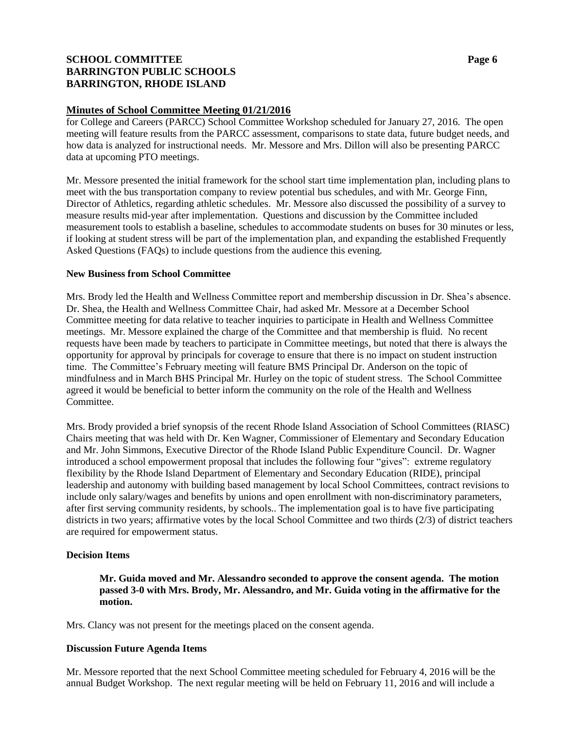for College and Careers (PARCC) School Committee Workshop scheduled for January 27, 2016. The open meeting will feature results from the PARCC assessment, comparisons to state data, future budget needs, and how data is analyzed for instructional needs. Mr. Messore and Mrs. Dillon will also be presenting PARCC data at upcoming PTO meetings.

Mr. Messore presented the initial framework for the school start time implementation plan, including plans to meet with the bus transportation company to review potential bus schedules, and with Mr. George Finn, Director of Athletics, regarding athletic schedules. Mr. Messore also discussed the possibility of a survey to measure results mid-year after implementation. Questions and discussion by the Committee included measurement tools to establish a baseline, schedules to accommodate students on buses for 30 minutes or less, if looking at student stress will be part of the implementation plan, and expanding the established Frequently Asked Questions (FAQs) to include questions from the audience this evening.

**New Business from School Committee**

Mrs. Brody led the Health and Wellness Committee report and membership discussion in Dr. Shea's absence. Dr. Shea, the Health and Wellness Committee Chair, had asked Mr. Messore at a December School Committee meeting for data relative to teacher inquiries to participate in Health and Wellness Committee meetings. Mr. Messore explained the charge of the Committee and that membership is fluid. No recent requests have been made by teachers to participate in Committee meetings, but noted that there is always the opportunity for approval by principals for coverage to ensure that there is no impact on student instruction time. The Committee's February meeting will feature BMS Principal Dr. Anderson on the topic of mindfulness and in March BHS Principal Mr. Hurley on the topic of student stress. The School Committee agreed it would be beneficial to better inform the community on the role of the Health and Wellness Committee.

Mrs. Brody provided a brief synopsis of the recent Rhode Island Association of School Committees (RIASC) Chairs meeting that was held with Dr. Ken Wagner, Commissioner of Elementary and Secondary Education and Mr. John Simmons, Executive Director of the Rhode Island Public Expenditure Council. Dr. Wagner introduced a school empowerment proposal that includes the following four "gives": extreme regulatory flexibility by the Rhode Island Department of Elementary and Secondary Education (RIDE), principal leadership and autonomy with building based management by local School Committees, contract revisions to include only salary/wages and benefits by unions and open enrollment with non-discriminatory parameters, after first serving community residents, by schools.. The implementation goal is to have five participating districts in two years; affirmative votes by the local School Committee and two thirds (2/3) of district teachers are required for empowerment status.

**Decision Items**

> **Mr. Guida moved and Mr. Alessandro seconded to approve the consent agenda. The motion passed 3-0 with Mrs. Brody, Mr. Alessandro, and Mr. Guida voting in the affirmative for the motion.**

Mrs. Clancy was not present for the meetings placed on the consent agenda.

**Discussion Future Agenda Items**

Mr. Messore reported that the next School Committee meeting scheduled for February 4, 2016 will be the annual Budget Workshop. The next regular meeting will be held on February 11, 2016 and will include a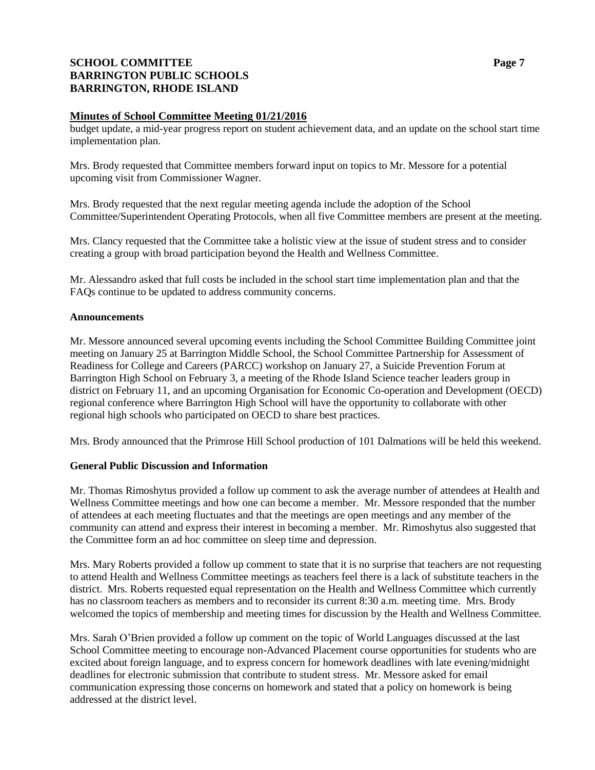## Minutes of School Committee Meeting 01/21/2016

budget update, a mid-year progress report on student achievement data, and an update on the school start time implementation plan.

Mrs. Brody requested that Committee members forward input on topics to Mr. Messore for a potential upcoming visit from Commissioner Wagner.

Mrs. Brody requested that the next regular meeting agenda include the adoption of the School Committee/Superintendent Operating Protocols, when all five Committee members are present at the meeting.

Mrs. Clancy requested that the Committee take a holistic view at the issue of student stress and to consider creating a group with broad participation beyond the Health and Wellness Committee.

Mr. Alessandro asked that full costs be included in the school start time implementation plan and that the FAQs continue to be updated to address community concerns.

### Announcements

Mr. Messore announced several upcoming events including the School Committee Building Committee joint meeting on January 25 at Barrington Middle School, the School Committee Partnership for Assessment of Readiness for College and Careers (PARCC) workshop on January 27, a Suicide Prevention Forum at Barrington High School on February 3, a meeting of the Rhode Island Science teacher leaders group in district on February 11, and an upcoming Organisation for Economic Co-operation and Development (OECD) regional conference where Barrington High School will have the opportunity to collaborate with other regional high schools who participated on OECD to share best practices.

Mrs. Brody announced that the Primrose Hill School production of 101 Dalmations will be held this weekend.

### General Public Discussion and Information

Mr. Thomas Rimoshytus provided a follow up comment to ask the average number of attendees at Health and Wellness Committee meetings and how one can become a member. Mr. Messore responded that the number of attendees at each meeting fluctuates and that the meetings are open meetings and any member of the community can attend and express their interest in becoming a member. Mr. Rimoshytus also suggested that the Committee form an ad hoc committee on sleep time and depression.

Mrs. Mary Roberts provided a follow up comment to state that it is no surprise that teachers are not requesting to attend Health and Wellness Committee meetings as teachers feel there is a lack of substitute teachers in the district. Mrs. Roberts requested equal representation on the Health and Wellness Committee which currently has no classroom teachers as members and to reconsider its current 8:30 a.m. meeting time. Mrs. Brody welcomed the topics of membership and meeting times for discussion by the Health and Wellness Committee.

Mrs. Sarah O'Brien provided a follow up comment on the topic of World Languages discussed at the last School Committee meeting to encourage non-Advanced Placement course opportunities for students who are excited about foreign language, and to express concern for homework deadlines with late evening/midnight deadlines for electronic submission that contribute to student stress. Mr. Messore asked for email communication expressing those concerns on homework and stated that a policy on homework is being addressed at the district level.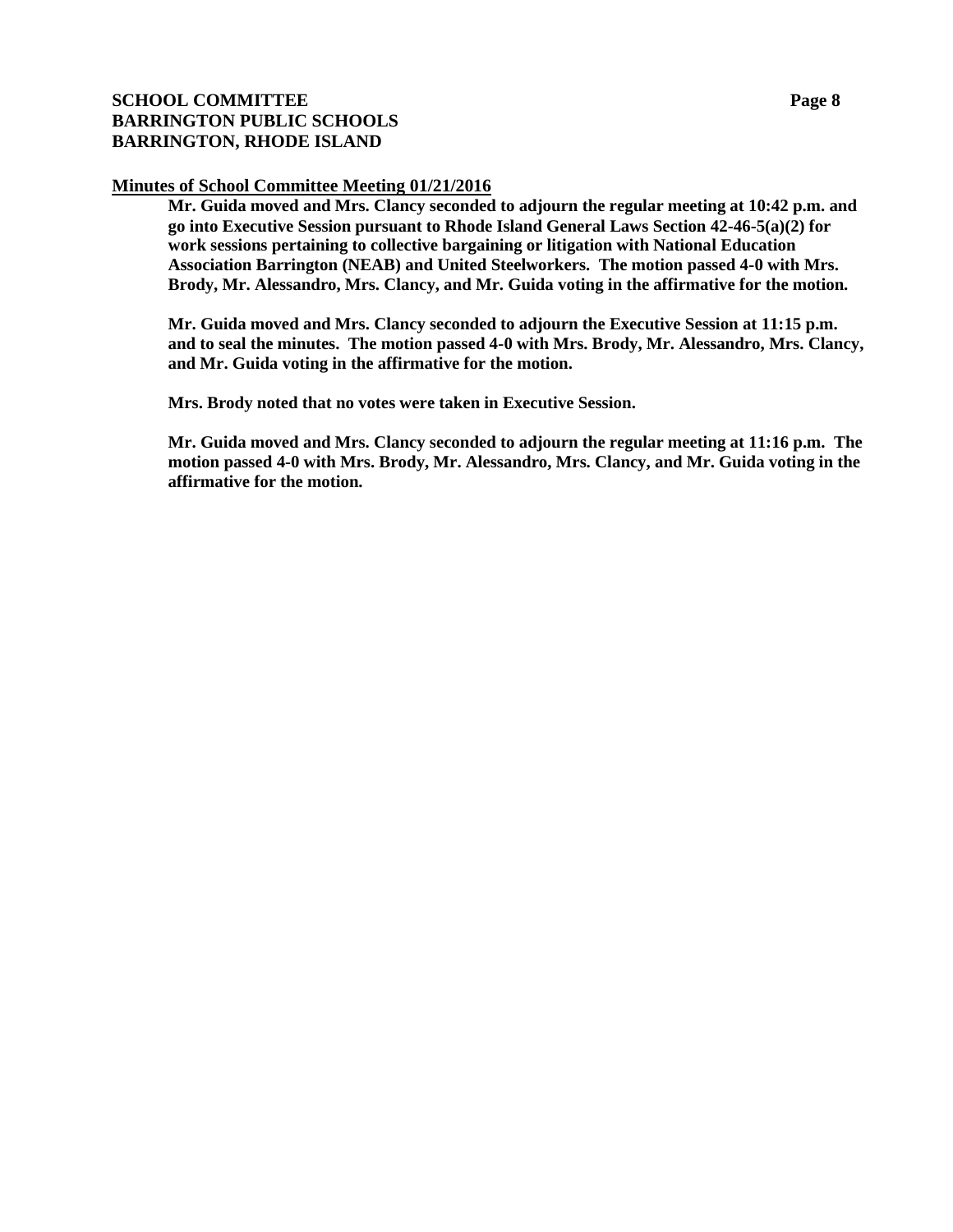**Minutes of School Committee Meeting 01/21/2016**

**Mr. Guida moved and Mrs. Clancy seconded to adjourn the regular meeting at 10:42 p.m. and go into Executive Session pursuant to Rhode Island General Laws Section 42-46-5(a)(2) for work sessions pertaining to collective bargaining or litigation with National Education Association Barrington (NEAB) and United Steelworkers. The motion passed 4-0 with Mrs. Brody, Mr. Alessandro, Mrs. Clancy, and Mr. Guida voting in the affirmative for the motion.**

**Mr. Guida moved and Mrs. Clancy seconded to adjourn the Executive Session at 11:15 p.m. and to seal the minutes. The motion passed 4-0 with Mrs. Brody, Mr. Alessandro, Mrs. Clancy, and Mr. Guida voting in the affirmative for the motion.**

**Mrs. Brody noted that no votes were taken in Executive Session.**

**Mr. Guida moved and Mrs. Clancy seconded to adjourn the regular meeting at 11:16 p.m. The motion passed 4-0 with Mrs. Brody, Mr. Alessandro, Mrs. Clancy, and Mr. Guida voting in the affirmative for the motion.**